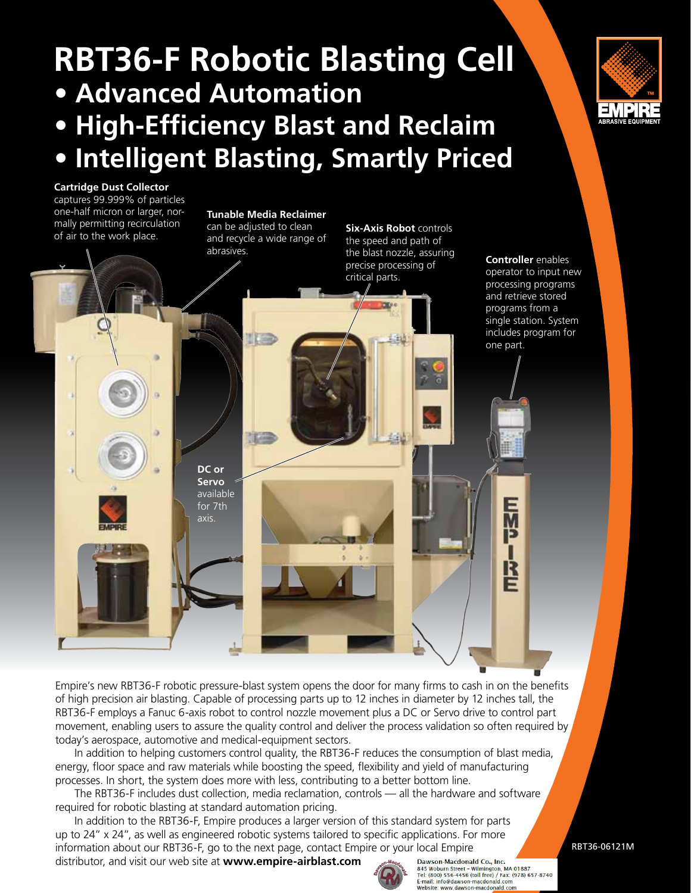# RBT36-F Robotic Blasting Cell

## • Advanced Automation
## • High-Efficiency Blast and Reclaim
## • Intelligent Blasting, Smartly Priced

EMPIRE ABRASIVE EQUIPMENT

**Cartridge Dust Collector** captures 99.999% of particles one-half micron or larger, normally permitting recirculation of air to the work place.

**Tunable Media Reclaimer** can be adjusted to clean and recycle a wide range of abrasives.

**Six-Axis Robot** controls the speed and path of the blast nozzle, assuring precise processing of critical parts.

**Controller** enables operator to input new processing programs and retrieve stored programs from a single station. System includes program for one part.

**DC or Servo** available for 7th axis.

Empire's new RBT36-F robotic pressure-blast system opens the door for many firms to cash in on the benefits of high precision air blasting. Capable of processing parts up to 12 inches in diameter by 12 inches tall, the RBT36-F employs a Fanuc 6-axis robot to control nozzle movement plus a DC or Servo drive to control part movement, enabling users to assure the quality control and deliver the process validation so often required by today's aerospace, automotive and medical-equipment sectors.

In addition to helping customers control quality, the RBT36-F reduces the consumption of blast media, energy, floor space and raw materials while boosting the speed, flexibility and yield of manufacturing processes. In short, the system does more with less, contributing to a better bottom line.

The RBT36-F includes dust collection, media reclamation, controls — all the hardware and software required for robotic blasting at standard automation pricing.

In addition to the RBT36-F, Empire produces a larger version of this standard system for parts up to 24" x 24", as well as engineered robotic systems tailored to specific applications. For more information about our RBT36-F, go to the next page, contact Empire or your local Empire distributor, and visit our web site at **www.empire-airblast.com**

Dawson-Macdonald Co., Inc.
845 Woburn Street • Wilmington, MA 01887
Tel: (800) 556-4456 (toll free) / Fax: (978) 657-8740
E-mail: info@dawson-macdonald.com
Website: www.dawson-macdonald.com

RBT36-06121M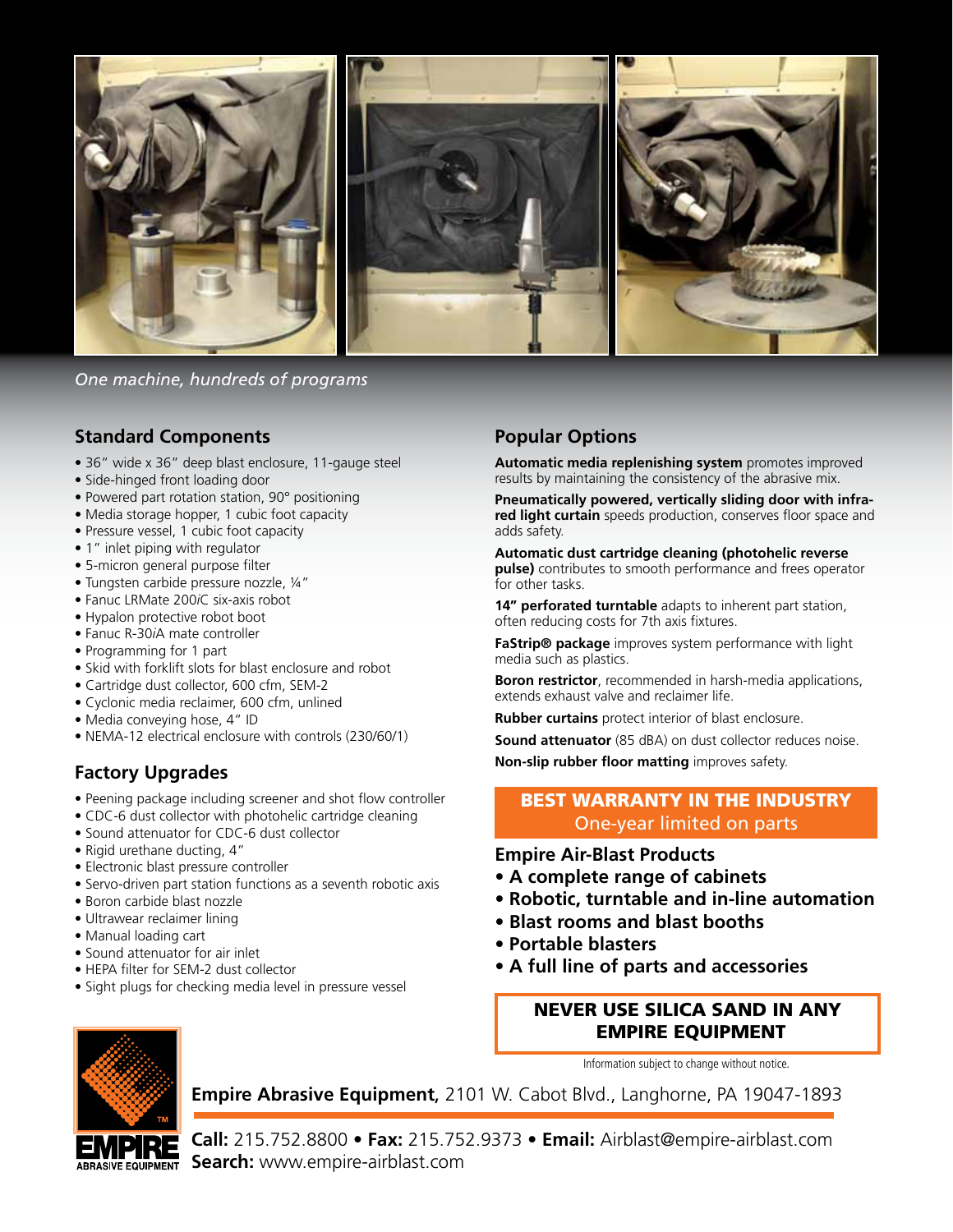*One machine, hundreds of programs*

## Standard Components

- 36” wide x 36” deep blast enclosure, 11-gauge steel
- Side-hinged front loading door
- Powered part rotation station, 90° positioning
- Media storage hopper, 1 cubic foot capacity
- Pressure vessel, 1 cubic foot capacity
- 1” inlet piping with regulator
- 5-micron general purpose filter
- Tungsten carbide pressure nozzle, ¼”
- Fanuc LRMate 200*i*C six-axis robot
- Hypalon protective robot boot
- Fanuc R-30*i*A mate controller
- Programming for 1 part
- Skid with forklift slots for blast enclosure and robot
- Cartridge dust collector, 600 cfm, SEM-2
- Cyclonic media reclaimer, 600 cfm, unlined
- Media conveying hose, 4” ID
- NEMA-12 electrical enclosure with controls (230/60/1)

## Factory Upgrades

- Peening package including screener and shot flow controller
- CDC-6 dust collector with photohelic cartridge cleaning
- Sound attenuator for CDC-6 dust collector
- Rigid urethane ducting, 4”
- Electronic blast pressure controller
- Servo-driven part station functions as a seventh robotic axis
- Boron carbide blast nozzle
- Ultrawear reclaimer lining
- Manual loading cart
- Sound attenuator for air inlet
- HEPA filter for SEM-2 dust collector
- Sight plugs for checking media level in pressure vessel

## Popular Options

**Automatic media replenishing system** promotes improved results by maintaining the consistency of the abrasive mix.

**Pneumatically powered, vertically sliding door with infra-red light curtain** speeds production, conserves floor space and adds safety.

**Automatic dust cartridge cleaning (photohelic reverse pulse)** contributes to smooth performance and frees operator for other tasks.

**14” perforated turntable** adapts to inherent part station, often reducing costs for 7th axis fixtures.

**FaStrip® package** improves system performance with light media such as plastics.

**Boron restrictor**, recommended in harsh-media applications, extends exhaust valve and reclaimer life.

**Rubber curtains** protect interior of blast enclosure.

**Sound attenuator** (85 dBA) on dust collector reduces noise.

**Non-slip rubber floor matting** improves safety.

**BEST WARRANTY IN THE INDUSTRY**
One-year limited on parts

## Empire Air-Blast Products

- **A complete range of cabinets**
- **Robotic, turntable and in-line automation**
- **Blast rooms and blast booths**
- **Portable blasters**
- **A full line of parts and accessories**

**NEVER USE SILICA SAND IN ANY EMPIRE EQUIPMENT**

Information subject to change without notice.

EMPIRE ABRASIVE EQUIPMENT

**Empire Abrasive Equipment**, 2101 W. Cabot Blvd., Langhorne, PA 19047-1893

**Call:** 215.752.8800 • **Fax:** 215.752.9373 • **Email:** Airblast@empire-airblast.com
**Search:** www.empire-airblast.com